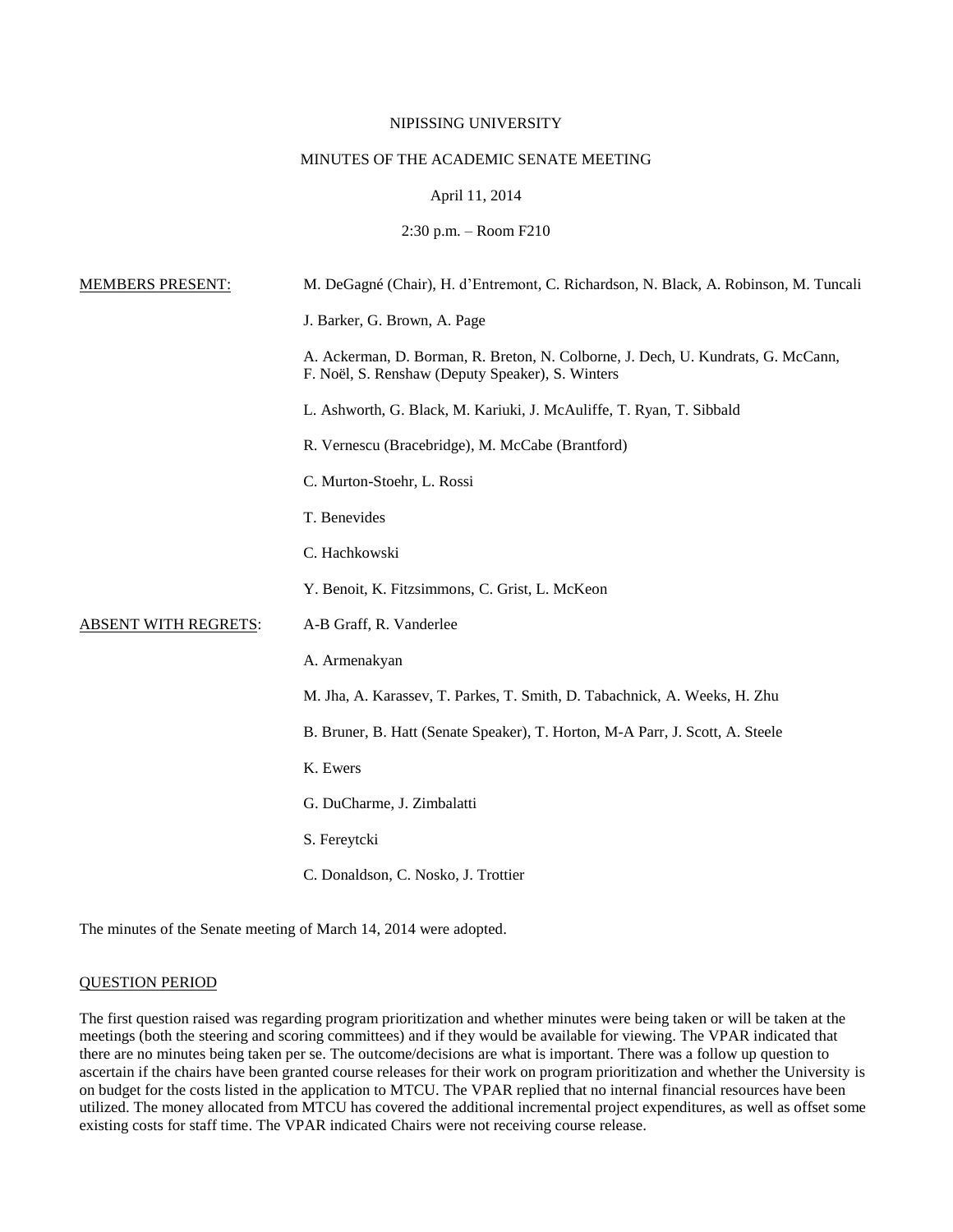NIPISSING UNIVERSITY

MINUTES OF THE ACADEMIC SENATE MEETING

April 11, 2014

2:30 p.m. – Room F210

| | |
|---|---|
| MEMBERS PRESENT: | M. DeGagné (Chair), H. d'Entremont, C. Richardson, N. Black, A. Robinson, M. Tuncali |
| | J. Barker, G. Brown, A. Page |
| | A. Ackerman, D. Borman, R. Breton, N. Colborne, J. Dech, U. Kundrats, G. McCann, F. Noël, S. Renshaw (Deputy Speaker), S. Winters |
| | L. Ashworth, G. Black, M. Kariuki, J. McAuliffe, T. Ryan, T. Sibbald |
| | R. Vernescu (Bracebridge), M. McCabe (Brantford) |
| | C. Murton-Stoehr, L. Rossi |
| | T. Benevides |
| | C. Hachkowski |
| | Y. Benoit, K. Fitzsimmons, C. Grist, L. McKeon |
| ABSENT WITH REGRETS: | A-B Graff, R. Vanderlee |
| | A. Armenakyan |
| | M. Jha, A. Karassev, T. Parkes, T. Smith, D. Tabachnick, A. Weeks, H. Zhu |
| | B. Bruner, B. Hatt (Senate Speaker), T. Horton, M-A Parr, J. Scott, A. Steele |
| | K. Ewers |
| | G. DuCharme, J. Zimbalatti |
| | S. Fereytcki |
| | C. Donaldson, C. Nosko, J. Trottier |

The minutes of the Senate meeting of March 14, 2014 were adopted.

## QUESTION PERIOD

The first question raised was regarding program prioritization and whether minutes were being taken or will be taken at the meetings (both the steering and scoring committees) and if they would be available for viewing. The VPAR indicated that there are no minutes being taken per se. The outcome/decisions are what is important. There was a follow up question to ascertain if the chairs have been granted course releases for their work on program prioritization and whether the University is on budget for the costs listed in the application to MTCU. The VPAR replied that no internal financial resources have been utilized. The money allocated from MTCU has covered the additional incremental project expenditures, as well as offset some existing costs for staff time. The VPAR indicated Chairs were not receiving course release.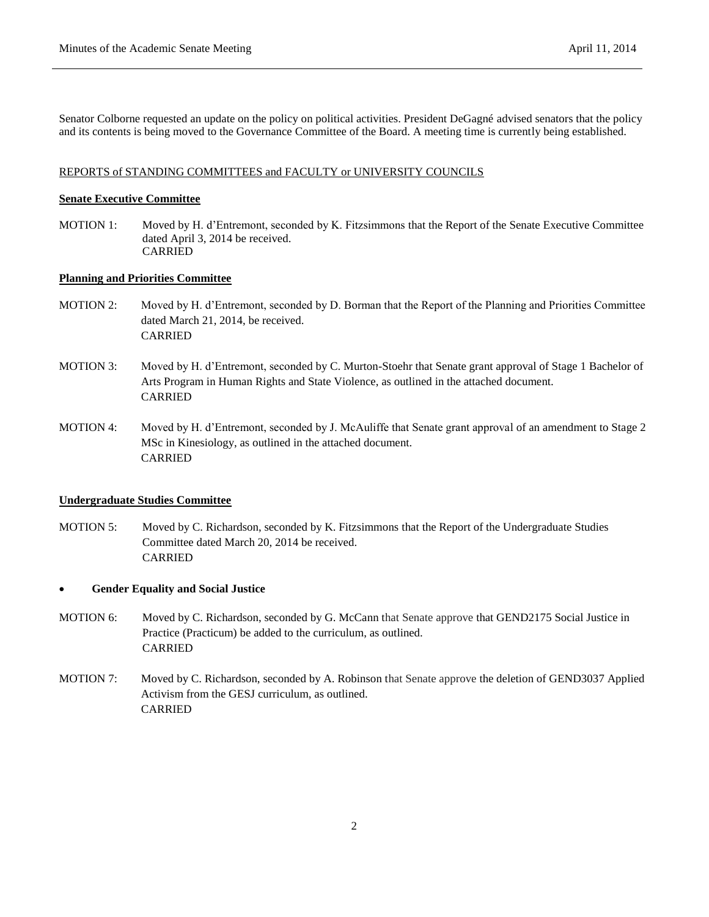Senator Colborne requested an update on the policy on political activities. President DeGagné advised senators that the policy and its contents is being moved to the Governance Committee of the Board. A meeting time is currently being established.

REPORTS of STANDING COMMITTEES and FACULTY or UNIVERSITY COUNCILS

**Senate Executive Committee**

MOTION 1: Moved by H. d'Entremont, seconded by K. Fitzsimmons that the Report of the Senate Executive Committee dated April 3, 2014 be received.
CARRIED

**Planning and Priorities Committee**

MOTION 2: Moved by H. d'Entremont, seconded by D. Borman that the Report of the Planning and Priorities Committee dated March 21, 2014, be received.
CARRIED

MOTION 3: Moved by H. d'Entremont, seconded by C. Murton-Stoehr that Senate grant approval of Stage 1 Bachelor of Arts Program in Human Rights and State Violence, as outlined in the attached document.
CARRIED

MOTION 4: Moved by H. d'Entremont, seconded by J. McAuliffe that Senate grant approval of an amendment to Stage 2 MSc in Kinesiology, as outlined in the attached document.
CARRIED

**Undergraduate Studies Committee**

MOTION 5: Moved by C. Richardson, seconded by K. Fitzsimmons that the Report of the Undergraduate Studies Committee dated March 20, 2014 be received.
CARRIED

- **Gender Equality and Social Justice**

MOTION 6: Moved by C. Richardson, seconded by G. McCann that Senate approve that GEND2175 Social Justice in Practice (Practicum) be added to the curriculum, as outlined.
CARRIED

MOTION 7: Moved by C. Richardson, seconded by A. Robinson that Senate approve the deletion of GEND3037 Applied Activism from the GESJ curriculum, as outlined.
CARRIED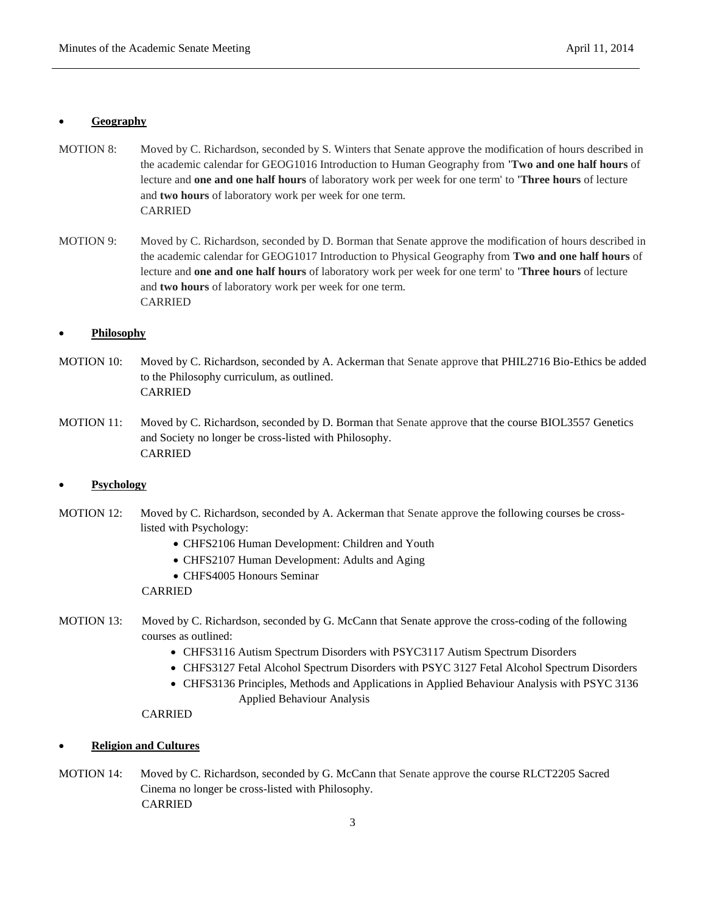- **Geography**

MOTION 8: Moved by C. Richardson, seconded by S. Winters that Senate approve the modification of hours described in the academic calendar for GEOG1016 Introduction to Human Geography from '**Two and one half hours** of lecture and **one and one half hours** of laboratory work per week for one term' to '**Three hours** of lecture and **two hours** of laboratory work per week for one term.
CARRIED

MOTION 9: Moved by C. Richardson, seconded by D. Borman that Senate approve the modification of hours described in the academic calendar for GEOG1017 Introduction to Physical Geography from **Two and one half hours** of lecture and **one and one half hours** of laboratory work per week for one term' to '**Three hours** of lecture and **two hours** of laboratory work per week for one term.
CARRIED

- **Philosophy**

MOTION 10: Moved by C. Richardson, seconded by A. Ackerman that Senate approve that PHIL2716 Bio-Ethics be added to the Philosophy curriculum, as outlined.
CARRIED

MOTION 11: Moved by C. Richardson, seconded by D. Borman that Senate approve that the course BIOL3557 Genetics and Society no longer be cross-listed with Philosophy.
CARRIED

- **Psychology**

MOTION 12: Moved by C. Richardson, seconded by A. Ackerman that Senate approve the following courses be cross-listed with Psychology:

- CHFS2106 Human Development: Children and Youth
- CHFS2107 Human Development: Adults and Aging
- CHFS4005 Honours Seminar

CARRIED

MOTION 13: Moved by C. Richardson, seconded by G. McCann that Senate approve the cross-coding of the following courses as outlined:

- CHFS3116 Autism Spectrum Disorders with PSYC3117 Autism Spectrum Disorders
- CHFS3127 Fetal Alcohol Spectrum Disorders with PSYC 3127 Fetal Alcohol Spectrum Disorders
- CHFS3136 Principles, Methods and Applications in Applied Behaviour Analysis with PSYC 3136 Applied Behaviour Analysis

CARRIED

- **Religion and Cultures**

MOTION 14: Moved by C. Richardson, seconded by G. McCann that Senate approve the course RLCT2205 Sacred Cinema no longer be cross-listed with Philosophy.
CARRIED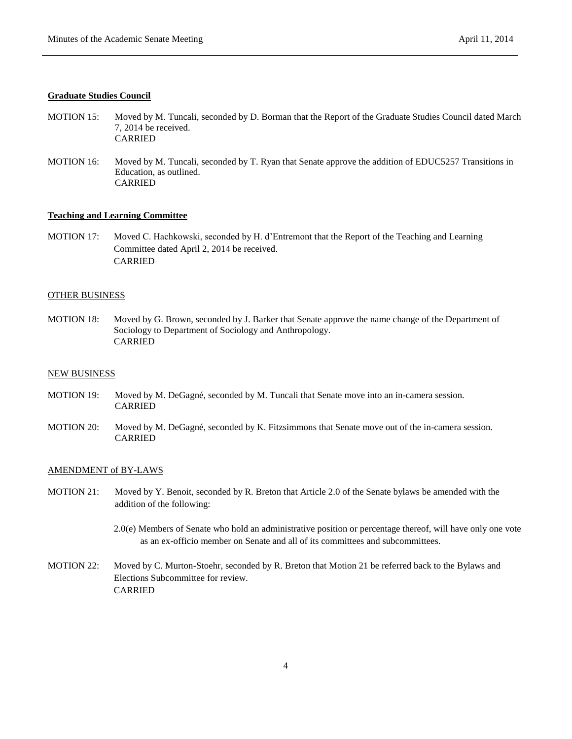**Graduate Studies Council**

MOTION 15: Moved by M. Tuncali, seconded by D. Borman that the Report of the Graduate Studies Council dated March 7, 2014 be received.
CARRIED

MOTION 16: Moved by M. Tuncali, seconded by T. Ryan that Senate approve the addition of EDUC5257 Transitions in Education, as outlined.
CARRIED

**Teaching and Learning Committee**

MOTION 17: Moved C. Hachkowski, seconded by H. d'Entremont that the Report of the Teaching and Learning Committee dated April 2, 2014 be received.
CARRIED

OTHER BUSINESS

MOTION 18: Moved by G. Brown, seconded by J. Barker that Senate approve the name change of the Department of Sociology to Department of Sociology and Anthropology.
CARRIED

NEW BUSINESS

MOTION 19: Moved by M. DeGagné, seconded by M. Tuncali that Senate move into an in-camera session.
CARRIED

MOTION 20: Moved by M. DeGagné, seconded by K. Fitzsimmons that Senate move out of the in-camera session.
CARRIED

AMENDMENT of BY-LAWS

MOTION 21: Moved by Y. Benoit, seconded by R. Breton that Article 2.0 of the Senate bylaws be amended with the addition of the following:

2.0(e) Members of Senate who hold an administrative position or percentage thereof, will have only one vote as an ex-officio member on Senate and all of its committees and subcommittees.

MOTION 22: Moved by C. Murton-Stoehr, seconded by R. Breton that Motion 21 be referred back to the Bylaws and Elections Subcommittee for review.
CARRIED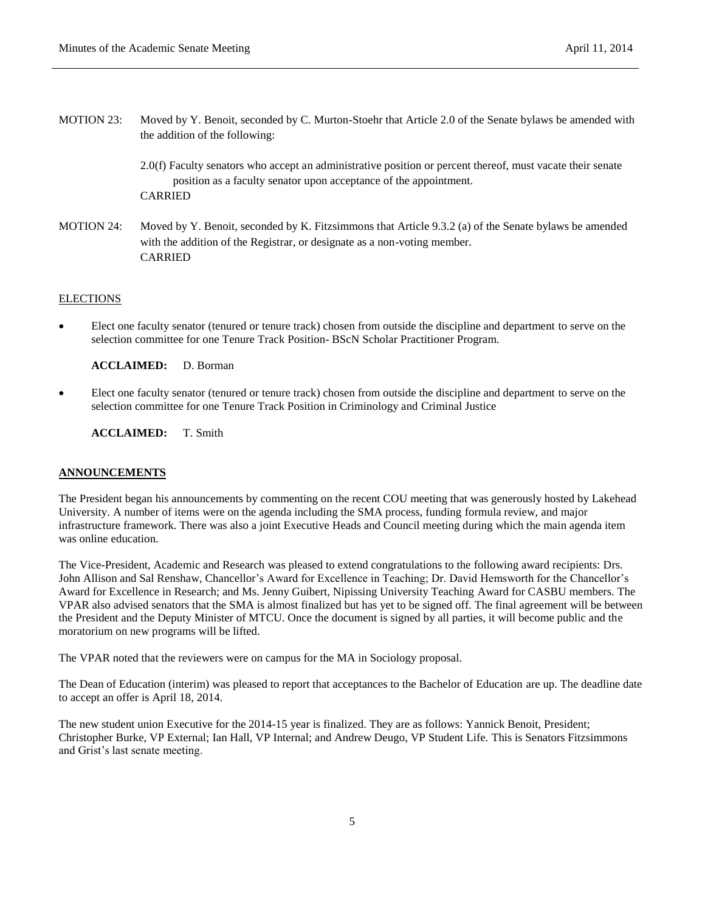MOTION 23: Moved by Y. Benoit, seconded by C. Murton-Stoehr that Article 2.0 of the Senate bylaws be amended with the addition of the following:

2.0(f) Faculty senators who accept an administrative position or percent thereof, must vacate their senate position as a faculty senator upon acceptance of the appointment.

CARRIED

MOTION 24: Moved by Y. Benoit, seconded by K. Fitzsimmons that Article 9.3.2 (a) of the Senate bylaws be amended with the addition of the Registrar, or designate as a non-voting member.

CARRIED

ELECTIONS

- Elect one faculty senator (tenured or tenure track) chosen from outside the discipline and department to serve on the selection committee for one Tenure Track Position- BScN Scholar Practitioner Program.

  **ACCLAIMED:** D. Borman

- Elect one faculty senator (tenured or tenure track) chosen from outside the discipline and department to serve on the selection committee for one Tenure Track Position in Criminology and Criminal Justice

  **ACCLAIMED:** T. Smith

## ANNOUNCEMENTS

The President began his announcements by commenting on the recent COU meeting that was generously hosted by Lakehead University. A number of items were on the agenda including the SMA process, funding formula review, and major infrastructure framework. There was also a joint Executive Heads and Council meeting during which the main agenda item was online education.

The Vice-President, Academic and Research was pleased to extend congratulations to the following award recipients: Drs. John Allison and Sal Renshaw, Chancellor's Award for Excellence in Teaching; Dr. David Hemsworth for the Chancellor's Award for Excellence in Research; and Ms. Jenny Guibert, Nipissing University Teaching Award for CASBU members. The VPAR also advised senators that the SMA is almost finalized but has yet to be signed off. The final agreement will be between the President and the Deputy Minister of MTCU. Once the document is signed by all parties, it will become public and the moratorium on new programs will be lifted.

The VPAR noted that the reviewers were on campus for the MA in Sociology proposal.

The Dean of Education (interim) was pleased to report that acceptances to the Bachelor of Education are up. The deadline date to accept an offer is April 18, 2014.

The new student union Executive for the 2014-15 year is finalized. They are as follows: Yannick Benoit, President; Christopher Burke, VP External; Ian Hall, VP Internal; and Andrew Deugo, VP Student Life. This is Senators Fitzsimmons and Grist's last senate meeting.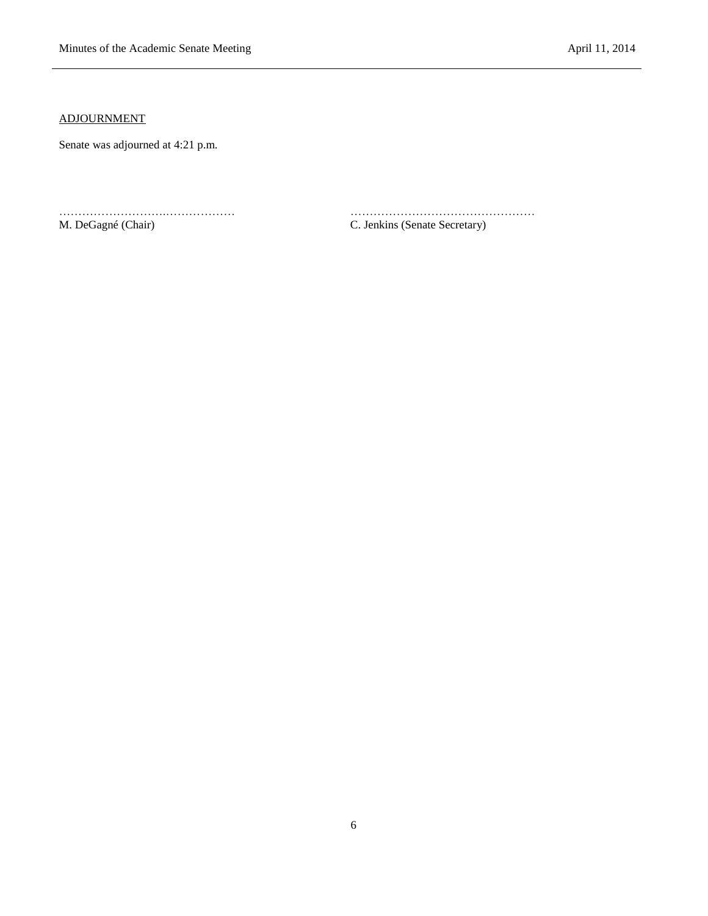ADJOURNMENT

Senate was adjourned at 4:21 p.m.

……………………….………………  ………………………………………… 
M. DeGagné (Chair)  C. Jenkins (Senate Secretary)